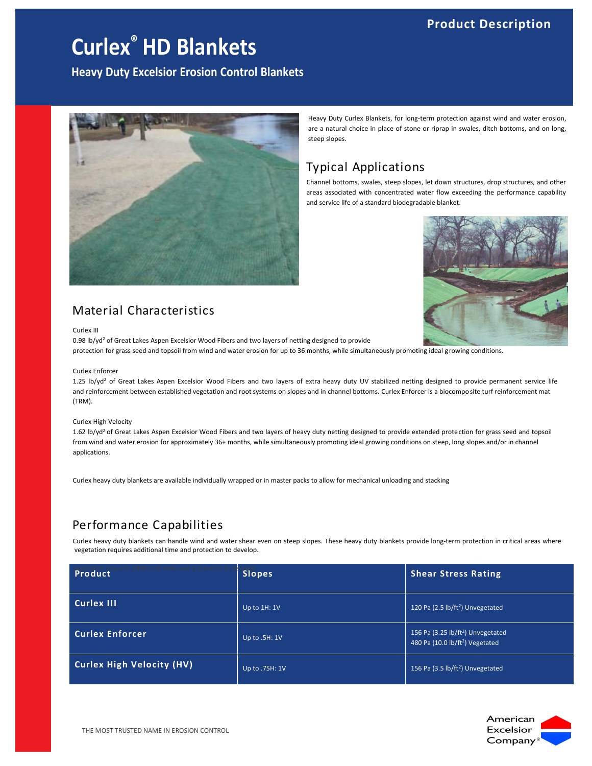Product Description

# Curlex® HD Blankets

## Heavy Duty Excelsior Erosion Control Blankets

Heavy Duty Curlex Blankets, for long-term protection against wind and water erosion, are a natural choice in place of stone or riprap in swales, ditch bottoms, and on long, steep slopes.

## Typical Applications

Channel bottoms, swales, steep slopes, let down structures, drop structures, and other areas associated with concentrated water flow exceeding the performance capability and service life of a standard biodegradable blanket.

## Material Characteristics

Curlex III

0.98 lb/yd$^2$ of Great Lakes Aspen Excelsior Wood Fibers and two layers of netting designed to provide protection for grass seed and topsoil from wind and water erosion for up to 36 months, while simultaneously promoting ideal growing conditions.

Curlex Enforcer

1.25 lb/yd$^2$ of Great Lakes Aspen Excelsior Wood Fibers and two layers of extra heavy duty UV stabilized netting designed to provide permanent service life and reinforcement between established vegetation and root systems on slopes and in channel bottoms. Curlex Enforcer is a biocomposite turf reinforcement mat (TRM).

Curlex High Velocity

1.62 lb/yd$^2$ of Great Lakes Aspen Excelsior Wood Fibers and two layers of heavy duty netting designed to provide extended protection for grass seed and topsoil from wind and water erosion for approximately 36+ months, while simultaneously promoting ideal growing conditions on steep, long slopes and/or in channel applications.

Curlex heavy duty blankets are available individually wrapped or in master packs to allow for mechanical unloading and stacking

## Performance Capabilities

Curlex heavy duty blankets can handle wind and water shear even on steep slopes. These heavy duty blankets provide long-term protection in critical areas where vegetation requires additional time and protection to develop.

| Product | Slopes | Shear Stress Rating |
|---|---|---|
| Curlex III | Up to 1H: 1V | 120 Pa (2.5 lb/ft$^2$) Unvegetated |
| Curlex Enforcer | Up to .5H: 1V | 156 Pa (3.25 lb/ft$^2$) Unvegetated<br>480 Pa (10.0 lb/ft$^2$) Vegetated |
| Curlex High Velocity (HV) | Up to .75H: 1V | 156 Pa (3.5 lb/ft$^2$) Unvegetated |

THE MOST TRUSTED NAME IN EROSION CONTROL

American Excelsior Company®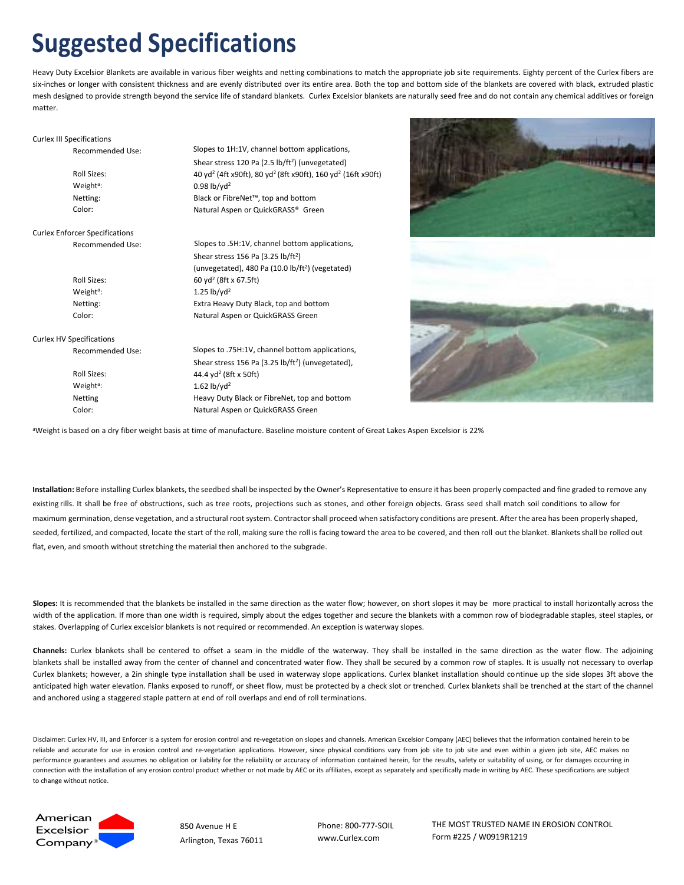# Suggested Specifications

Heavy Duty Excelsior Blankets are available in various fiber weights and netting combinations to match the appropriate job site requirements. Eighty percent of the Curlex fibers are six-inches or longer with consistent thickness and are evenly distributed over its entire area. Both the top and bottom side of the blankets are covered with black, extruded plastic mesh designed to provide strength beyond the service life of standard blankets. Curlex Excelsior blankets are naturally seed free and do not contain any chemical additives or foreign matter.

Curlex III Specifications

| | |
|---|---|
| Recommended Use: | Slopes to 1H:1V, channel bottom applications, Shear stress 120 Pa (2.5 lb/ft$^2$) (unvegetated) |
| Roll Sizes: | 40 yd$^2$ (4ft x90ft), 80 yd$^2$ (8ft x90ft), 160 yd$^2$ (16ft x90ft) |
| Weight[a]: | 0.98 lb/yd$^2$ |
| Netting: | Black or FibreNet™, top and bottom |
| Color: | Natural Aspen or QuickGRASS® Green |

Curlex Enforcer Specifications

| | |
|---|---|
| Recommended Use: | Slopes to .5H:1V, channel bottom applications, Shear stress 156 Pa (3.25 lb/ft$^2$) (unvegetated), 480 Pa (10.0 lb/ft$^2$) (vegetated) |
| Roll Sizes: | 60 yd$^2$ (8ft x 67.5ft) |
| Weight[a]: | 1.25 lb/yd$^2$ |
| Netting: | Extra Heavy Duty Black, top and bottom |
| Color: | Natural Aspen or QuickGRASS Green |

Curlex HV Specifications

| | |
|---|---|
| Recommended Use: | Slopes to .75H:1V, channel bottom applications, Shear stress 156 Pa (3.25 lb/ft$^2$) (unvegetated), |
| Roll Sizes: | 44.4 yd$^2$ (8ft x 50ft) |
| Weight[a]: | 1.62 lb/yd$^2$ |
| Netting | Heavy Duty Black or FibreNet, top and bottom |
| Color: | Natural Aspen or QuickGRASS Green |

[a]Weight is based on a dry fiber weight basis at time of manufacture. Baseline moisture content of Great Lakes Aspen Excelsior is 22%

**Installation:** Before installing Curlex blankets, the seedbed shall be inspected by the Owner's Representative to ensure it has been properly compacted and fine graded to remove any existing rills. It shall be free of obstructions, such as tree roots, projections such as stones, and other foreign objects. Grass seed shall match soil conditions to allow for maximum germination, dense vegetation, and a structural root system. Contractor shall proceed when satisfactory conditions are present. After the area has been properly shaped, seeded, fertilized, and compacted, locate the start of the roll, making sure the roll is facing toward the area to be covered, and then roll out the blanket. Blankets shall be rolled out flat, even, and smooth without stretching the material then anchored to the subgrade.

**Slopes:** It is recommended that the blankets be installed in the same direction as the water flow; however, on short slopes it may be more practical to install horizontally across the width of the application. If more than one width is required, simply about the edges together and secure the blankets with a common row of biodegradable staples, steel staples, or stakes. Overlapping of Curlex excelsior blankets is not required or recommended. An exception is waterway slopes.

**Channels:** Curlex blankets shall be centered to offset a seam in the middle of the waterway. They shall be installed in the same direction as the water flow. The adjoining blankets shall be installed away from the center of channel and concentrated water flow. They shall be secured by a common row of staples. It is usually not necessary to overlap Curlex blankets; however, a 2in shingle type installation shall be used in waterway slope applications. Curlex blanket installation should continue up the side slopes 3ft above the anticipated high water elevation. Flanks exposed to runoff, or sheet flow, must be protected by a check slot or trenched. Curlex blankets shall be trenched at the start of the channel and anchored using a staggered staple pattern at end of roll overlaps and end of roll terminations.

Disclaimer: Curlex HV, III, and Enforcer is a system for erosion control and re-vegetation on slopes and channels. American Excelsior Company (AEC) believes that the information contained herein to be reliable and accurate for use in erosion control and re-vegetation applications. However, since physical conditions vary from job site to job site and even within a given job site, AEC makes no performance guarantees and assumes no obligation or liability for the reliability or accuracy of information contained herein, for the results, safety or suitability of using, or for damages occurring in connection with the installation of any erosion control product whether or not made by AEC or its affiliates, except as separately and specifically made in writing by AEC. These specifications are subject to change without notice.

American Excelsior Company®

850 Avenue H E
Arlington, Texas 76011

Phone: 800-777-SOIL
www.Curlex.com

THE MOST TRUSTED NAME IN EROSION CONTROL
Form #225 / W0919R1219